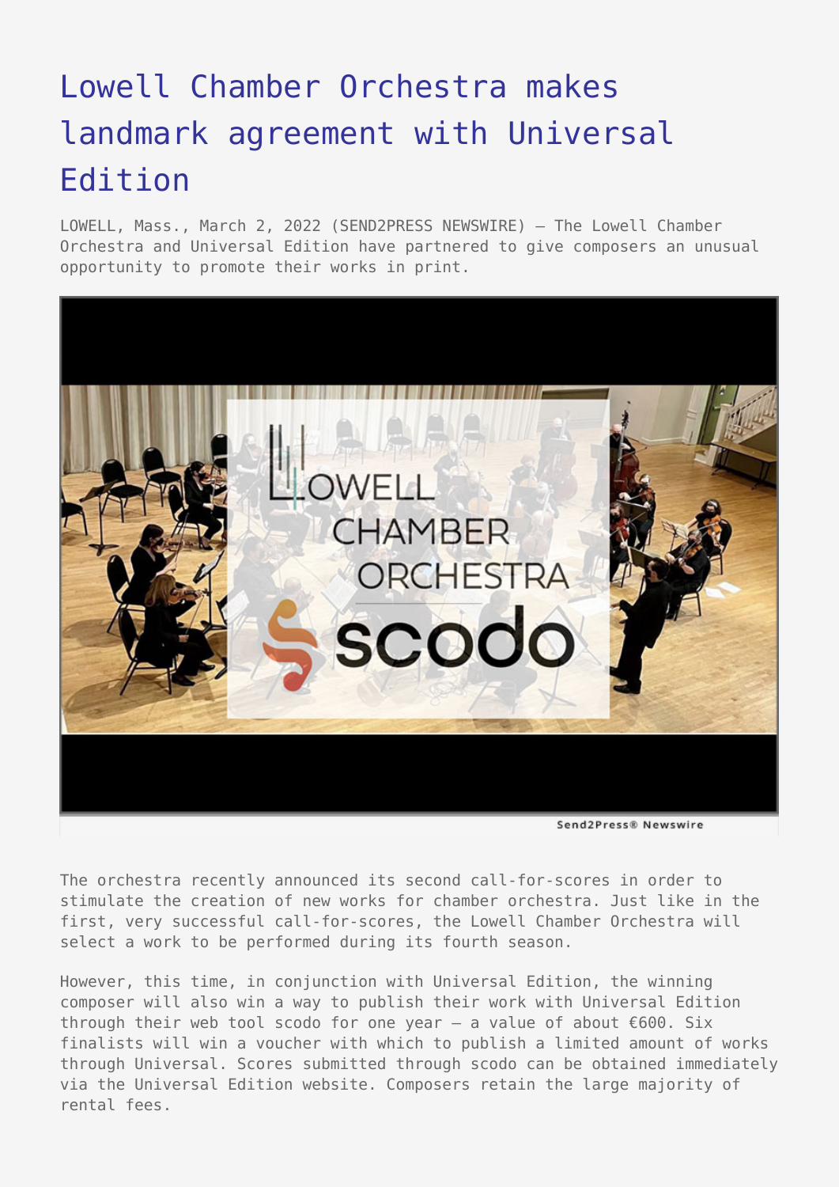# Lowell Chamber Orchestra makes landmark agreement with Universal Edition

LOWELL, Mass., March 2, 2022 (SEND2PRESS NEWSWIRE) — The Lowell Chamber Orchestra and Universal Edition have partnered to give composers an unusual opportunity to promote their works in print.

The orchestra recently announced its second call-for-scores in order to stimulate the creation of new works for chamber orchestra. Just like in the first, very successful call-for-scores, the Lowell Chamber Orchestra will select a work to be performed during its fourth season.

However, this time, in conjunction with Universal Edition, the winning composer will also win a way to publish their work with Universal Edition through their web tool scodo for one year — a value of about €600. Six finalists will win a voucher with which to publish a limited amount of works through Universal. Scores submitted through scodo can be obtained immediately via the Universal Edition website. Composers retain the large majority of rental fees.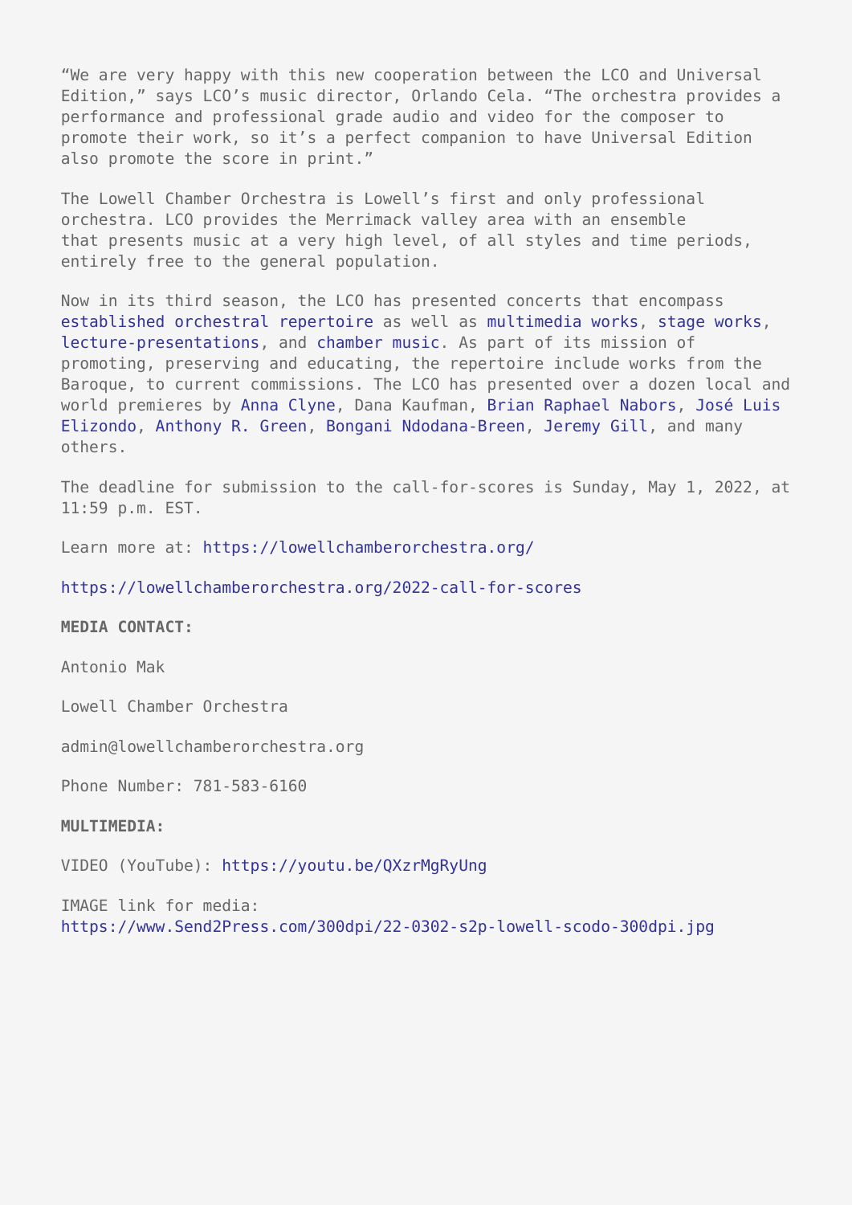“We are very happy with this new cooperation between the LCO and Universal Edition,” says LCO’s music director, Orlando Cela. “The orchestra provides a performance and professional grade audio and video for the composer to promote their work, so it’s a perfect companion to have Universal Edition also promote the score in print.”

The Lowell Chamber Orchestra is Lowell’s first and only professional orchestra. LCO provides the Merrimack valley area with an ensemble that presents music at a very high level, of all styles and time periods, entirely free to the general population.

Now in its third season, the LCO has presented concerts that encompass established orchestral repertoire as well as multimedia works, stage works, lecture-presentations, and chamber music. As part of its mission of promoting, preserving and educating, the repertoire include works from the Baroque, to current commissions. The LCO has presented over a dozen local and world premieres by Anna Clyne, Dana Kaufman, Brian Raphael Nabors, José Luis Elizondo, Anthony R. Green, Bongani Ndodana-Breen, Jeremy Gill, and many others.

The deadline for submission to the call-for-scores is Sunday, May 1, 2022, at 11:59 p.m. EST.

Learn more at: https://lowellchamberorchestra.org/

https://lowellchamberorchestra.org/2022-call-for-scores

**MEDIA CONTACT:**

Antonio Mak

Lowell Chamber Orchestra

admin@lowellchamberorchestra.org

Phone Number: 781-583-6160

**MULTIMEDIA:**

VIDEO (YouTube): https://youtu.be/QXzrMgRyUng

IMAGE link for media: https://www.Send2Press.com/300dpi/22-0302-s2p-lowell-scodo-300dpi.jpg